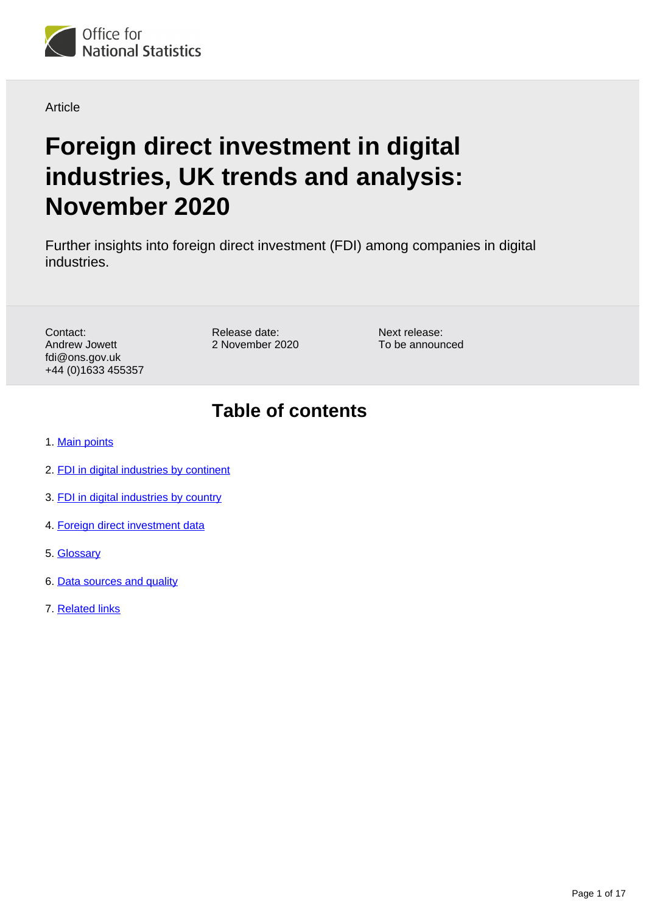Office for National Statistics

Article

# Foreign direct investment in digital industries, UK trends and analysis: November 2020

Further insights into foreign direct investment (FDI) among companies in digital industries.

Contact:
Andrew Jowett
fdi@ons.gov.uk
+44 (0)1633 455357

Release date:
2 November 2020

Next release:
To be announced

## Table of contents

1. Main points
2. FDI in digital industries by continent
3. FDI in digital industries by country
4. Foreign direct investment data
5. Glossary
6. Data sources and quality
7. Related links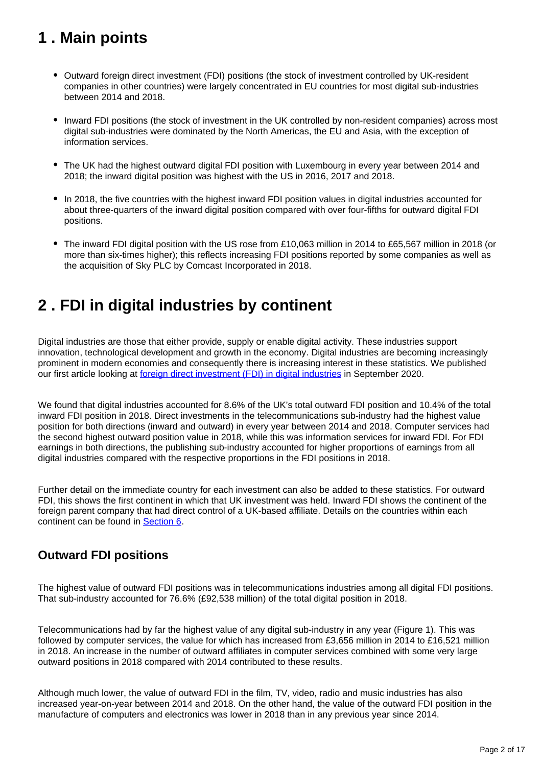## 1 . Main points

- Outward foreign direct investment (FDI) positions (the stock of investment controlled by UK-resident companies in other countries) were largely concentrated in EU countries for most digital sub-industries between 2014 and 2018.
- Inward FDI positions (the stock of investment in the UK controlled by non-resident companies) across most digital sub-industries were dominated by the North Americas, the EU and Asia, with the exception of information services.
- The UK had the highest outward digital FDI position with Luxembourg in every year between 2014 and 2018; the inward digital position was highest with the US in 2016, 2017 and 2018.
- In 2018, the five countries with the highest inward FDI position values in digital industries accounted for about three-quarters of the inward digital position compared with over four-fifths for outward digital FDI positions.
- The inward FDI digital position with the US rose from £10,063 million in 2014 to £65,567 million in 2018 (or more than six-times higher); this reflects increasing FDI positions reported by some companies as well as the acquisition of Sky PLC by Comcast Incorporated in 2018.

## 2 . FDI in digital industries by continent

Digital industries are those that either provide, supply or enable digital activity. These industries support innovation, technological development and growth in the economy. Digital industries are becoming increasingly prominent in modern economies and consequently there is increasing interest in these statistics. We published our first article looking at [foreign direct investment (FDI) in digital industries](#) in September 2020.

We found that digital industries accounted for 8.6% of the UK's total outward FDI position and 10.4% of the total inward FDI position in 2018. Direct investments in the telecommunications sub-industry had the highest value position for both directions (inward and outward) in every year between 2014 and 2018. Computer services had the second highest outward position value in 2018, while this was information services for inward FDI. For FDI earnings in both directions, the publishing sub-industry accounted for higher proportions of earnings from all digital industries compared with the respective proportions in the FDI positions in 2018.

Further detail on the immediate country for each investment can also be added to these statistics. For outward FDI, this shows the first continent in which that UK investment was held. Inward FDI shows the continent of the foreign parent company that had direct control of a UK-based affiliate. Details on the countries within each continent can be found in [Section 6](#).

### Outward FDI positions

The highest value of outward FDI positions was in telecommunications industries among all digital FDI positions. That sub-industry accounted for 76.6% (£92,538 million) of the total digital position in 2018.

Telecommunications had by far the highest value of any digital sub-industry in any year (Figure 1). This was followed by computer services, the value for which has increased from £3,656 million in 2014 to £16,521 million in 2018. An increase in the number of outward affiliates in computer services combined with some very large outward positions in 2018 compared with 2014 contributed to these results.

Although much lower, the value of outward FDI in the film, TV, video, radio and music industries has also increased year-on-year between 2014 and 2018. On the other hand, the value of the outward FDI position in the manufacture of computers and electronics was lower in 2018 than in any previous year since 2014.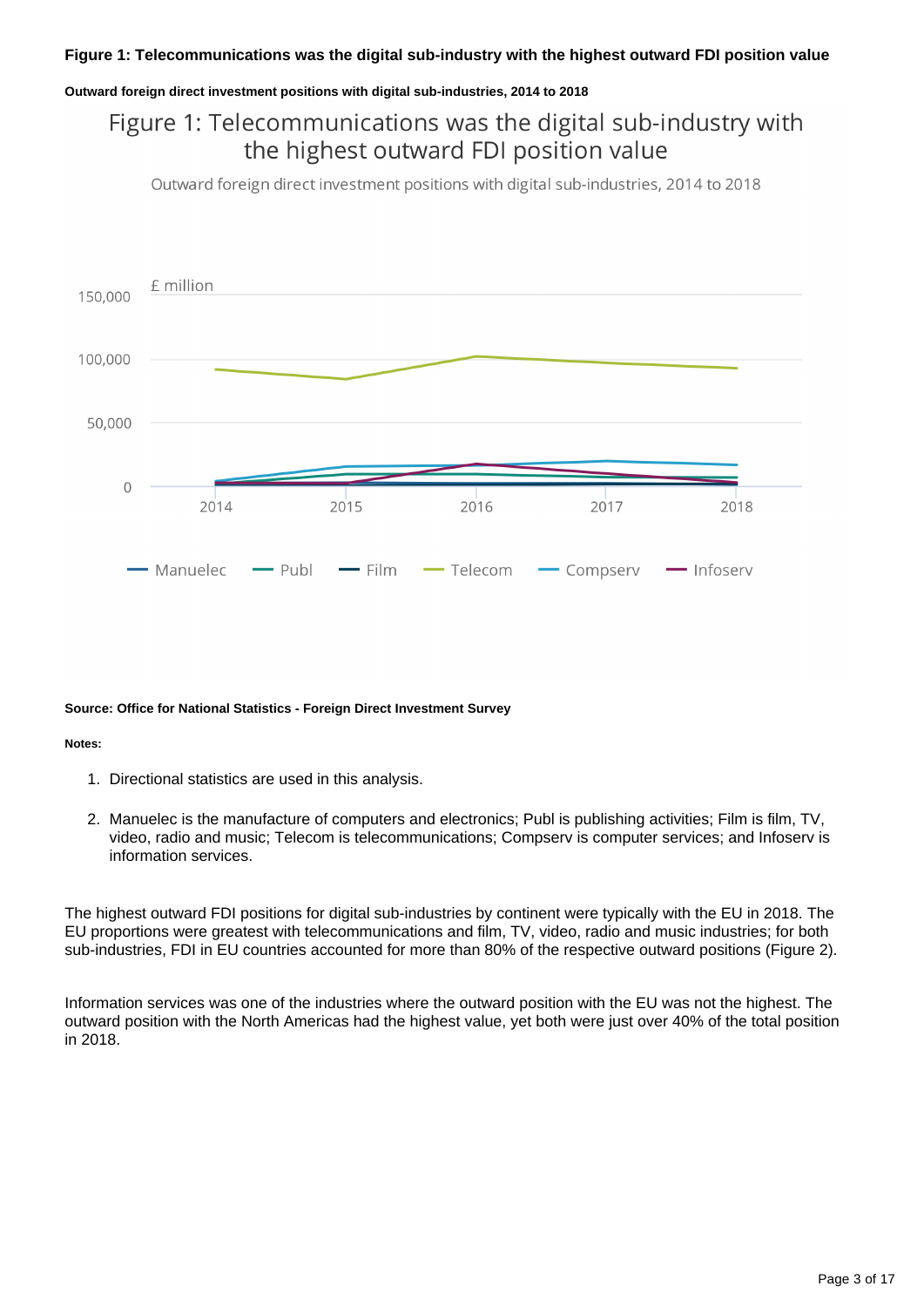**Figure 1: Telecommunications was the digital sub-industry with the highest outward FDI position value**

**Outward foreign direct investment positions with digital sub-industries, 2014 to 2018**

**Source: Office for National Statistics - Foreign Direct Investment Survey**

**Notes:**

1. Directional statistics are used in this analysis.
2. Manuelec is the manufacture of computers and electronics; Publ is publishing activities; Film is film, TV, video, radio and music; Telecom is telecommunications; Compserv is computer services; and Infoserv is information services.

The highest outward FDI positions for digital sub-industries by continent were typically with the EU in 2018. The EU proportions were greatest with telecommunications and film, TV, video, radio and music industries; for both sub-industries, FDI in EU countries accounted for more than 80% of the respective outward positions (Figure 2).

Information services was one of the industries where the outward position with the EU was not the highest. The outward position with the North Americas had the highest value, yet both were just over 40% of the total position in 2018.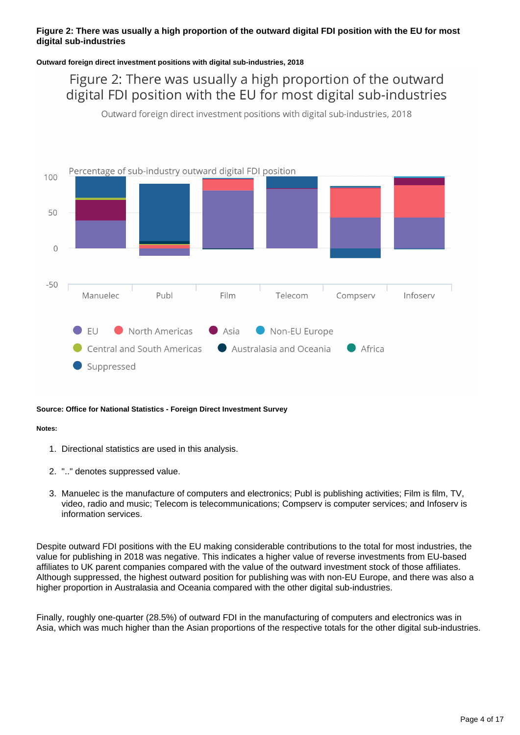**Figure 2: There was usually a high proportion of the outward digital FDI position with the EU for most digital sub-industries**

**Outward foreign direct investment positions with digital sub-industries, 2018**

Figure 2: There was usually a high proportion of the outward digital FDI position with the EU for most digital sub-industries

Outward foreign direct investment positions with digital sub-industries, 2018

Percentage of sub-industry outward digital FDI position

Manuelec, Publ, Film, Telecom, Compserv, Infoserv

EU, North Americas, Asia, Non-EU Europe, Central and South Americas, Australasia and Oceania, Africa, Suppressed

**Source: Office for National Statistics - Foreign Direct Investment Survey**

**Notes:**

1. Directional statistics are used in this analysis.
2. ".." denotes suppressed value.
3. Manuelec is the manufacture of computers and electronics; Publ is publishing activities; Film is film, TV, video, radio and music; Telecom is telecommunications; Compserv is computer services; and Infoserv is information services.

Despite outward FDI positions with the EU making considerable contributions to the total for most industries, the value for publishing in 2018 was negative. This indicates a higher value of reverse investments from EU-based affiliates to UK parent companies compared with the value of the outward investment stock of those affiliates. Although suppressed, the highest outward position for publishing was with non-EU Europe, and there was also a higher proportion in Australasia and Oceania compared with the other digital sub-industries.

Finally, roughly one-quarter (28.5%) of outward FDI in the manufacturing of computers and electronics was in Asia, which was much higher than the Asian proportions of the respective totals for the other digital sub-industries.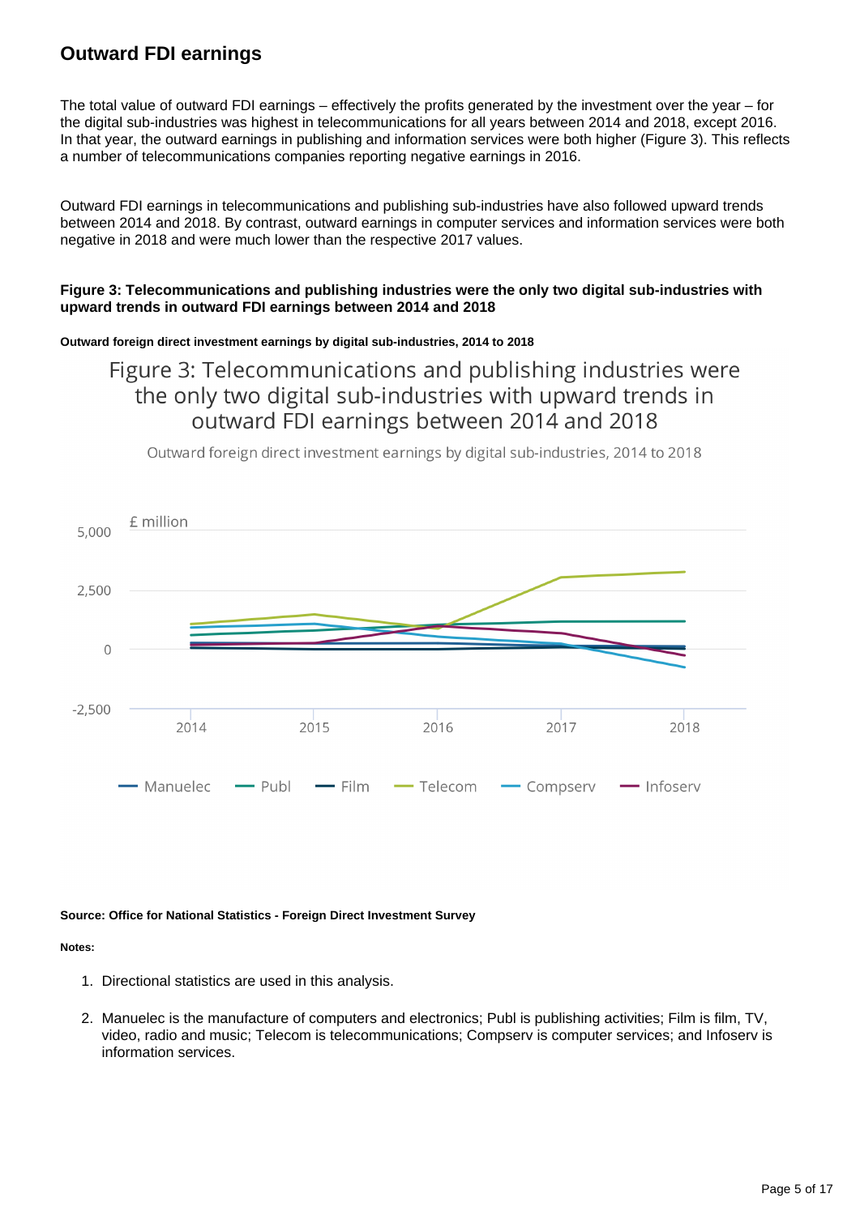## Outward FDI earnings

The total value of outward FDI earnings – effectively the profits generated by the investment over the year – for the digital sub-industries was highest in telecommunications for all years between 2014 and 2018, except 2016. In that year, the outward earnings in publishing and information services were both higher (Figure 3). This reflects a number of telecommunications companies reporting negative earnings in 2016.

Outward FDI earnings in telecommunications and publishing sub-industries have also followed upward trends between 2014 and 2018. By contrast, outward earnings in computer services and information services were both negative in 2018 and were much lower than the respective 2017 values.

**Figure 3: Telecommunications and publishing industries were the only two digital sub-industries with upward trends in outward FDI earnings between 2014 and 2018**

**Outward foreign direct investment earnings by digital sub-industries, 2014 to 2018**

**Source: Office for National Statistics - Foreign Direct Investment Survey**

**Notes:**

1. Directional statistics are used in this analysis.
2. Manuelec is the manufacture of computers and electronics; Publ is publishing activities; Film is film, TV, video, radio and music; Telecom is telecommunications; Compserv is computer services; and Infoserv is information services.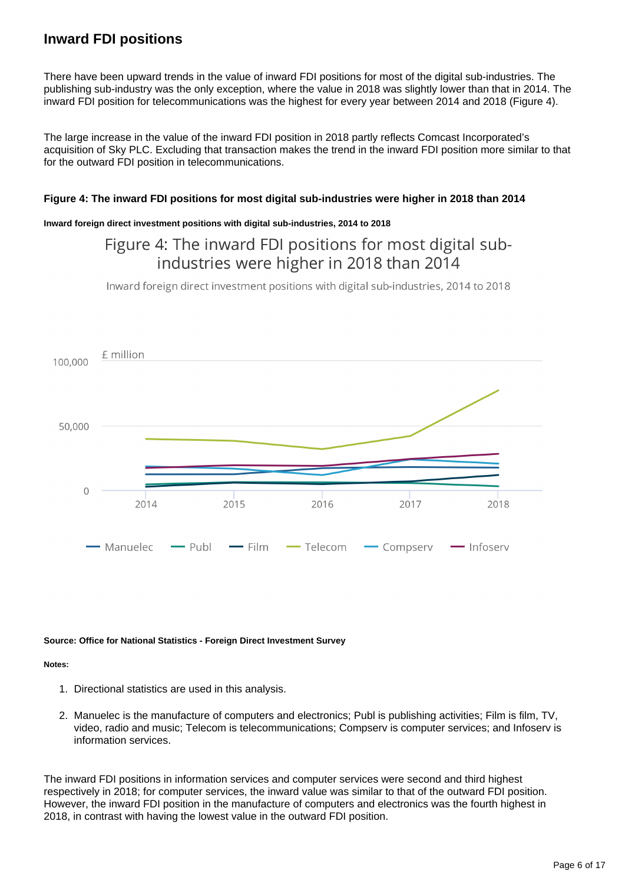## Inward FDI positions

There have been upward trends in the value of inward FDI positions for most of the digital sub-industries. The publishing sub-industry was the only exception, where the value in 2018 was slightly lower than that in 2014. The inward FDI position for telecommunications was the highest for every year between 2014 and 2018 (Figure 4).

The large increase in the value of the inward FDI position in 2018 partly reflects Comcast Incorporated's acquisition of Sky PLC. Excluding that transaction makes the trend in the inward FDI position more similar to that for the outward FDI position in telecommunications.

#### Figure 4: The inward FDI positions for most digital sub-industries were higher in 2018 than 2014

**Inward foreign direct investment positions with digital sub-industries, 2014 to 2018**

Figure 4: The inward FDI positions for most digital sub-industries were higher in 2018 than 2014

Inward foreign direct investment positions with digital sub-industries, 2014 to 2018

£ million

100,000

50,000

0

2014 2015 2016 2017 2018

Manuelec Publ Film Telecom Compserv Infoserv

**Source: Office for National Statistics - Foreign Direct Investment Survey**

**Notes:**

1. Directional statistics are used in this analysis.
2. Manuelec is the manufacture of computers and electronics; Publ is publishing activities; Film is film, TV, video, radio and music; Telecom is telecommunications; Compserv is computer services; and Infoserv is information services.

The inward FDI positions in information services and computer services were second and third highest respectively in 2018; for computer services, the inward value was similar to that of the outward FDI position. However, the inward FDI position in the manufacture of computers and electronics was the fourth highest in 2018, in contrast with having the lowest value in the outward FDI position.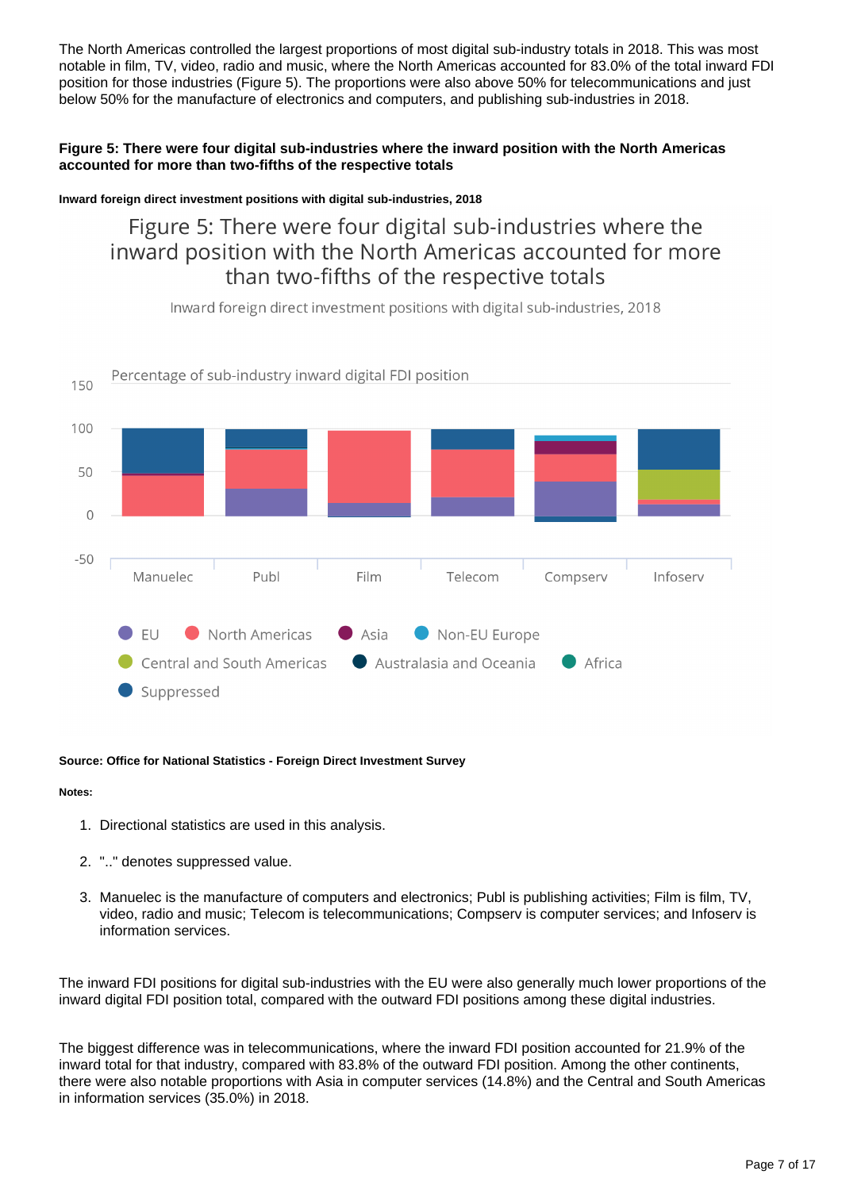The North Americas controlled the largest proportions of most digital sub-industry totals in 2018. This was most notable in film, TV, video, radio and music, where the North Americas accounted for 83.0% of the total inward FDI position for those industries (Figure 5). The proportions were also above 50% for telecommunications and just below 50% for the manufacture of electronics and computers, and publishing sub-industries in 2018.

**Figure 5: There were four digital sub-industries where the inward position with the North Americas accounted for more than two-fifths of the respective totals**

**Inward foreign direct investment positions with digital sub-industries, 2018**

Figure 5: There were four digital sub-industries where the inward position with the North Americas accounted for more than two-fifths of the respective totals

Inward foreign direct investment positions with digital sub-industries, 2018

Percentage of sub-industry inward digital FDI position

Manuelec, Publ, Film, Telecom, Compserv, Infoserv

EU, North Americas, Asia, Non-EU Europe, Central and South Americas, Australasia and Oceania, Africa, Suppressed

**Source: Office for National Statistics - Foreign Direct Investment Survey**

**Notes:**

1. Directional statistics are used in this analysis.
2. ".." denotes suppressed value.
3. Manuelec is the manufacture of computers and electronics; Publ is publishing activities; Film is film, TV, video, radio and music; Telecom is telecommunications; Compserv is computer services; and Infoserv is information services.

The inward FDI positions for digital sub-industries with the EU were also generally much lower proportions of the inward digital FDI position total, compared with the outward FDI positions among these digital industries.

The biggest difference was in telecommunications, where the inward FDI position accounted for 21.9% of the inward total for that industry, compared with 83.8% of the outward FDI position. Among the other continents, there were also notable proportions with Asia in computer services (14.8%) and the Central and South Americas in information services (35.0%) in 2018.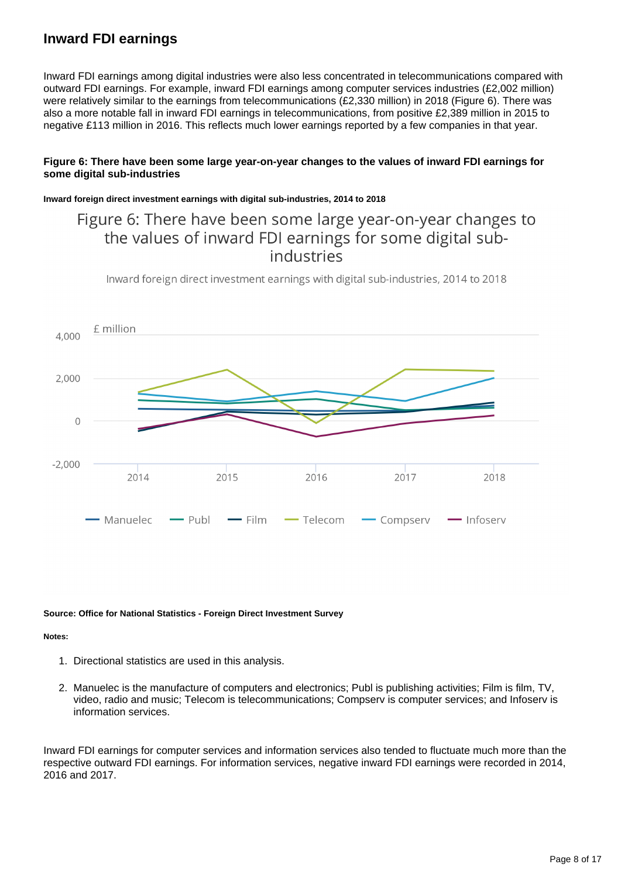## Inward FDI earnings

Inward FDI earnings among digital industries were also less concentrated in telecommunications compared with outward FDI earnings. For example, inward FDI earnings among computer services industries (£2,002 million) were relatively similar to the earnings from telecommunications (£2,330 million) in 2018 (Figure 6). There was also a more notable fall in inward FDI earnings in telecommunications, from positive £2,389 million in 2015 to negative £113 million in 2016. This reflects much lower earnings reported by a few companies in that year.

**Figure 6: There have been some large year-on-year changes to the values of inward FDI earnings for some digital sub-industries**

**Inward foreign direct investment earnings with digital sub-industries, 2014 to 2018**

Figure 6: There have been some large year-on-year changes to the values of inward FDI earnings for some digital sub-industries

Inward foreign direct investment earnings with digital sub-industries, 2014 to 2018

£ million

Manuelec, Publ, Film, Telecom, Compserv, Infoserv

**Source: Office for National Statistics - Foreign Direct Investment Survey**

**Notes:**

1. Directional statistics are used in this analysis.
2. Manuelec is the manufacture of computers and electronics; Publ is publishing activities; Film is film, TV, video, radio and music; Telecom is telecommunications; Compserv is computer services; and Infoserv is information services.

Inward FDI earnings for computer services and information services also tended to fluctuate much more than the respective outward FDI earnings. For information services, negative inward FDI earnings were recorded in 2014, 2016 and 2017.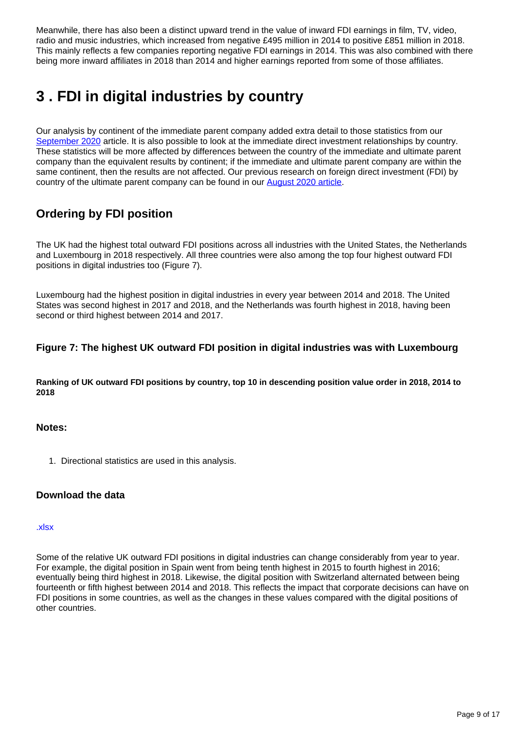Meanwhile, there has also been a distinct upward trend in the value of inward FDI earnings in film, TV, video, radio and music industries, which increased from negative £495 million in 2014 to positive £851 million in 2018. This mainly reflects a few companies reporting negative FDI earnings in 2014. This was also combined with there being more inward affiliates in 2018 than 2014 and higher earnings reported from some of those affiliates.

# 3 . FDI in digital industries by country

Our analysis by continent of the immediate parent company added extra detail to those statistics from our September 2020 article. It is also possible to look at the immediate direct investment relationships by country. These statistics will be more affected by differences between the country of the immediate and ultimate parent company than the equivalent results by continent; if the immediate and ultimate parent company are within the same continent, then the results are not affected. Our previous research on foreign direct investment (FDI) by country of the ultimate parent company can be found in our August 2020 article.

## Ordering by FDI position

The UK had the highest total outward FDI positions across all industries with the United States, the Netherlands and Luxembourg in 2018 respectively. All three countries were also among the top four highest outward FDI positions in digital industries too (Figure 7).

Luxembourg had the highest position in digital industries in every year between 2014 and 2018. The United States was second highest in 2017 and 2018, and the Netherlands was fourth highest in 2018, having been second or third highest between 2014 and 2017.

### Figure 7: The highest UK outward FDI position in digital industries was with Luxembourg

**Ranking of UK outward FDI positions by country, top 10 in descending position value order in 2018, 2014 to 2018**

### Notes:

1. Directional statistics are used in this analysis.

### Download the data

.xlsx

Some of the relative UK outward FDI positions in digital industries can change considerably from year to year. For example, the digital position in Spain went from being tenth highest in 2015 to fourth highest in 2016; eventually being third highest in 2018. Likewise, the digital position with Switzerland alternated between being fourteenth or fifth highest between 2014 and 2018. This reflects the impact that corporate decisions can have on FDI positions in some countries, as well as the changes in these values compared with the digital positions of other countries.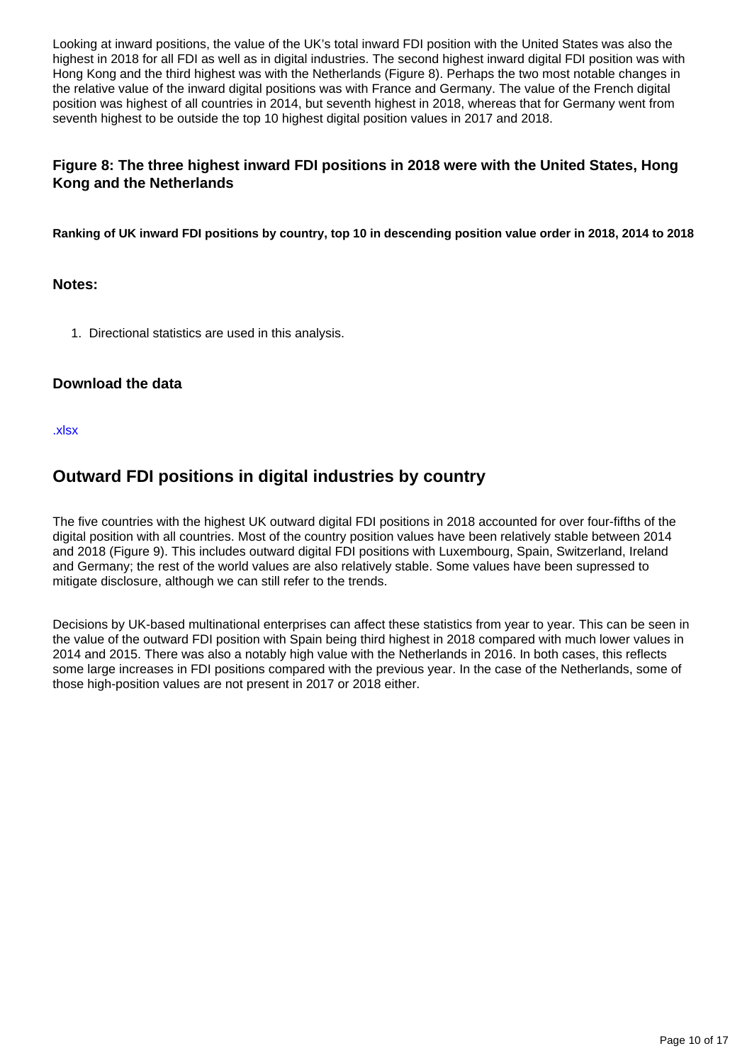Looking at inward positions, the value of the UK's total inward FDI position with the United States was also the highest in 2018 for all FDI as well as in digital industries. The second highest inward digital FDI position was with Hong Kong and the third highest was with the Netherlands (Figure 8). Perhaps the two most notable changes in the relative value of the inward digital positions was with France and Germany. The value of the French digital position was highest of all countries in 2014, but seventh highest in 2018, whereas that for Germany went from seventh highest to be outside the top 10 highest digital position values in 2017 and 2018.

### Figure 8: The three highest inward FDI positions in 2018 were with the United States, Hong Kong and the Netherlands

**Ranking of UK inward FDI positions by country, top 10 in descending position value order in 2018, 2014 to 2018**

#### Notes:

1. Directional statistics are used in this analysis.

#### Download the data

.xlsx

## Outward FDI positions in digital industries by country

The five countries with the highest UK outward digital FDI positions in 2018 accounted for over four-fifths of the digital position with all countries. Most of the country position values have been relatively stable between 2014 and 2018 (Figure 9). This includes outward digital FDI positions with Luxembourg, Spain, Switzerland, Ireland and Germany; the rest of the world values are also relatively stable. Some values have been supressed to mitigate disclosure, although we can still refer to the trends.

Decisions by UK-based multinational enterprises can affect these statistics from year to year. This can be seen in the value of the outward FDI position with Spain being third highest in 2018 compared with much lower values in 2014 and 2015. There was also a notably high value with the Netherlands in 2016. In both cases, this reflects some large increases in FDI positions compared with the previous year. In the case of the Netherlands, some of those high-position values are not present in 2017 or 2018 either.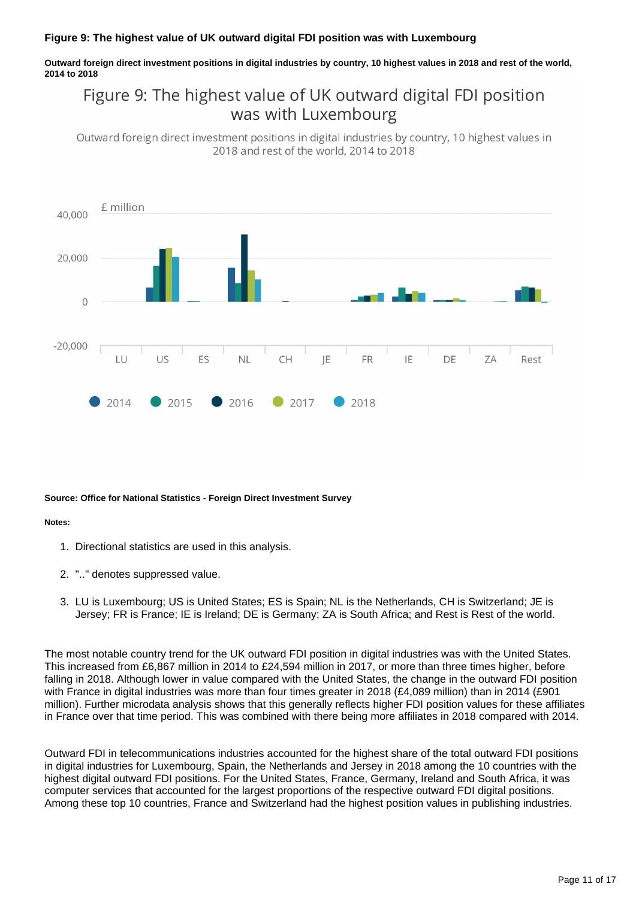**Figure 9: The highest value of UK outward digital FDI position was with Luxembourg**

**Outward foreign direct investment positions in digital industries by country, 10 highest values in 2018 and rest of the world, 2014 to 2018**

Figure 9: The highest value of UK outward digital FDI position was with Luxembourg

Outward foreign direct investment positions in digital industries by country, 10 highest values in 2018 and rest of the world, 2014 to 2018

£ million

40,000

20,000

0

-20,000

LU US ES NL CH JE FR IE DE ZA Rest

2014 2015 2016 2017 2018

**Source: Office for National Statistics - Foreign Direct Investment Survey**

**Notes:**

1. Directional statistics are used in this analysis.
2. ".." denotes suppressed value.
3. LU is Luxembourg; US is United States; ES is Spain; NL is the Netherlands, CH is Switzerland; JE is Jersey; FR is France; IE is Ireland; DE is Germany; ZA is South Africa; and Rest is Rest of the world.

The most notable country trend for the UK outward FDI position in digital industries was with the United States. This increased from £6,867 million in 2014 to £24,594 million in 2017, or more than three times higher, before falling in 2018. Although lower in value compared with the United States, the change in the outward FDI position with France in digital industries was more than four times greater in 2018 (£4,089 million) than in 2014 (£901 million). Further microdata analysis shows that this generally reflects higher FDI position values for these affiliates in France over that time period. This was combined with there being more affiliates in 2018 compared with 2014.

Outward FDI in telecommunications industries accounted for the highest share of the total outward FDI positions in digital industries for Luxembourg, Spain, the Netherlands and Jersey in 2018 among the 10 countries with the highest digital outward FDI positions. For the United States, France, Germany, Ireland and South Africa, it was computer services that accounted for the largest proportions of the respective outward FDI digital positions. Among these top 10 countries, France and Switzerland had the highest position values in publishing industries.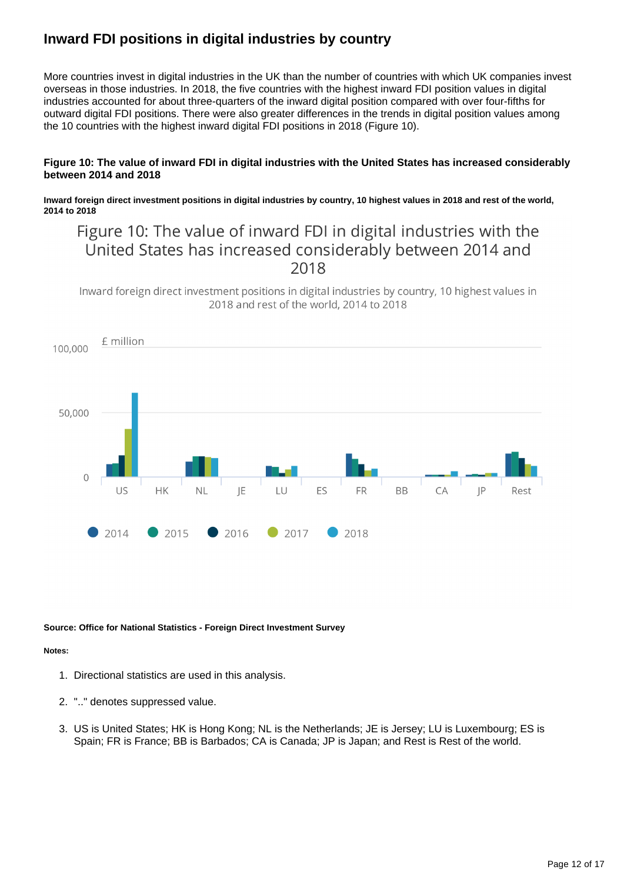## Inward FDI positions in digital industries by country

More countries invest in digital industries in the UK than the number of countries with which UK companies invest overseas in those industries. In 2018, the five countries with the highest inward FDI position values in digital industries accounted for about three-quarters of the inward digital position compared with over four-fifths for outward digital FDI positions. There were also greater differences in the trends in digital position values among the 10 countries with the highest inward digital FDI positions in 2018 (Figure 10).

**Figure 10: The value of inward FDI in digital industries with the United States has increased considerably between 2014 and 2018**

**Inward foreign direct investment positions in digital industries by country, 10 highest values in 2018 and rest of the world, 2014 to 2018**

**Source: Office for National Statistics - Foreign Direct Investment Survey**

**Notes:**

1. Directional statistics are used in this analysis.
2. ".." denotes suppressed value.
3. US is United States; HK is Hong Kong; NL is the Netherlands; JE is Jersey; LU is Luxembourg; ES is Spain; FR is France; BB is Barbados; CA is Canada; JP is Japan; and Rest is Rest of the world.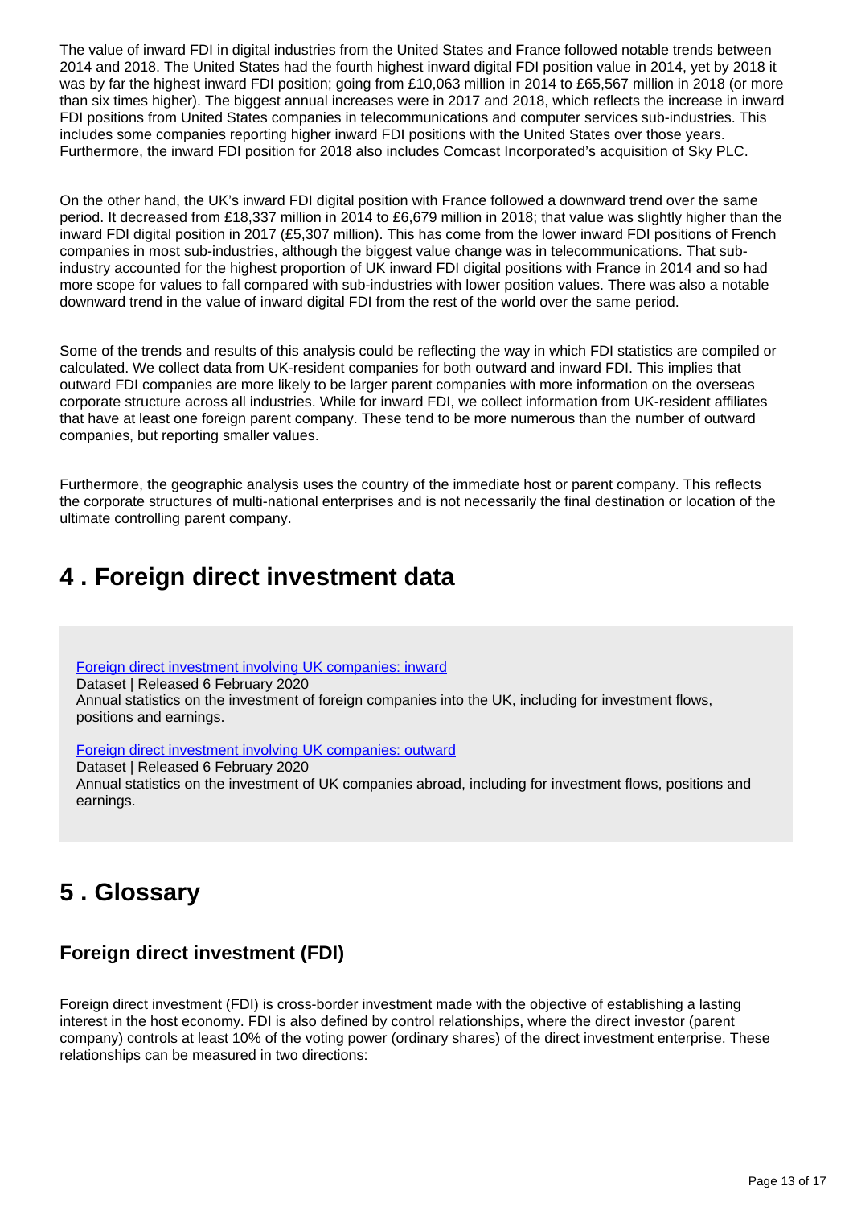The value of inward FDI in digital industries from the United States and France followed notable trends between 2014 and 2018. The United States had the fourth highest inward digital FDI position value in 2014, yet by 2018 it was by far the highest inward FDI position; going from £10,063 million in 2014 to £65,567 million in 2018 (or more than six times higher). The biggest annual increases were in 2017 and 2018, which reflects the increase in inward FDI positions from United States companies in telecommunications and computer services sub-industries. This includes some companies reporting higher inward FDI positions with the United States over those years. Furthermore, the inward FDI position for 2018 also includes Comcast Incorporated's acquisition of Sky PLC.

On the other hand, the UK's inward FDI digital position with France followed a downward trend over the same period. It decreased from £18,337 million in 2014 to £6,679 million in 2018; that value was slightly higher than the inward FDI digital position in 2017 (£5,307 million). This has come from the lower inward FDI positions of French companies in most sub-industries, although the biggest value change was in telecommunications. That sub-industry accounted for the highest proportion of UK inward FDI digital positions with France in 2014 and so had more scope for values to fall compared with sub-industries with lower position values. There was also a notable downward trend in the value of inward digital FDI from the rest of the world over the same period.

Some of the trends and results of this analysis could be reflecting the way in which FDI statistics are compiled or calculated. We collect data from UK-resident companies for both outward and inward FDI. This implies that outward FDI companies are more likely to be larger parent companies with more information on the overseas corporate structure across all industries. While for inward FDI, we collect information from UK-resident affiliates that have at least one foreign parent company. These tend to be more numerous than the number of outward companies, but reporting smaller values.

Furthermore, the geographic analysis uses the country of the immediate host or parent company. This reflects the corporate structures of multi-national enterprises and is not necessarily the final destination or location of the ultimate controlling parent company.

## 4 . Foreign direct investment data

[Foreign direct investment involving UK companies: inward](#)
Dataset | Released 6 February 2020
Annual statistics on the investment of foreign companies into the UK, including for investment flows, positions and earnings.

[Foreign direct investment involving UK companies: outward](#)
Dataset | Released 6 February 2020
Annual statistics on the investment of UK companies abroad, including for investment flows, positions and earnings.

## 5 . Glossary

### Foreign direct investment (FDI)

Foreign direct investment (FDI) is cross-border investment made with the objective of establishing a lasting interest in the host economy. FDI is also defined by control relationships, where the direct investor (parent company) controls at least 10% of the voting power (ordinary shares) of the direct investment enterprise. These relationships can be measured in two directions: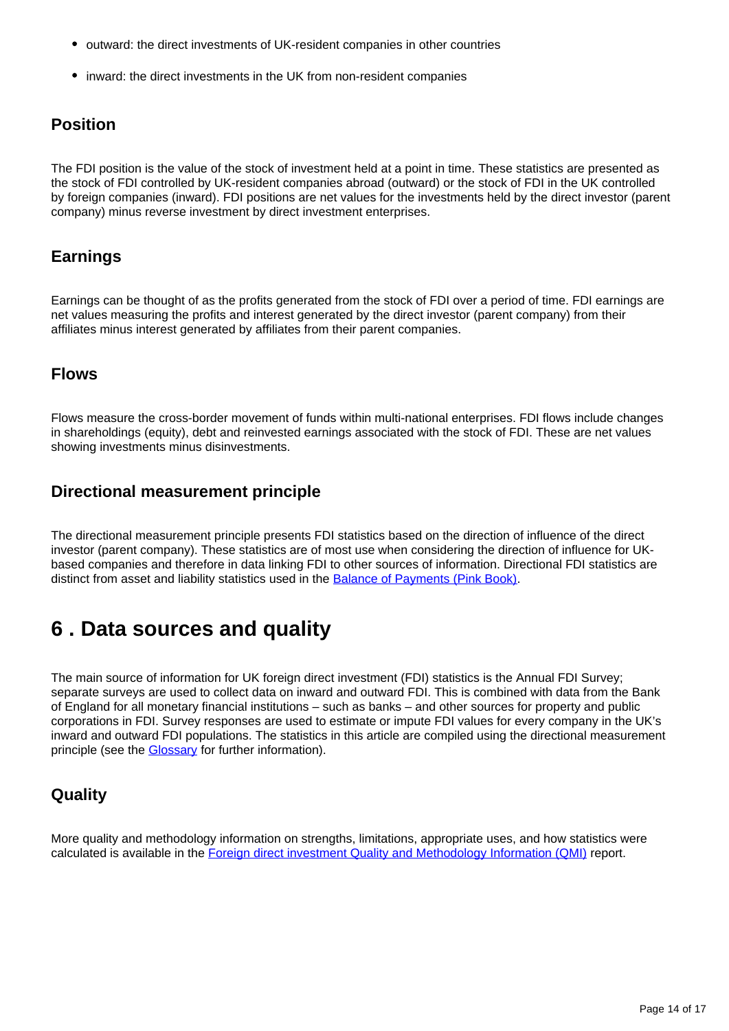- outward: the direct investments of UK-resident companies in other countries
- inward: the direct investments in the UK from non-resident companies

### Position

The FDI position is the value of the stock of investment held at a point in time. These statistics are presented as the stock of FDI controlled by UK-resident companies abroad (outward) or the stock of FDI in the UK controlled by foreign companies (inward). FDI positions are net values for the investments held by the direct investor (parent company) minus reverse investment by direct investment enterprises.

### Earnings

Earnings can be thought of as the profits generated from the stock of FDI over a period of time. FDI earnings are net values measuring the profits and interest generated by the direct investor (parent company) from their affiliates minus interest generated by affiliates from their parent companies.

### Flows

Flows measure the cross-border movement of funds within multi-national enterprises. FDI flows include changes in shareholdings (equity), debt and reinvested earnings associated with the stock of FDI. These are net values showing investments minus disinvestments.

### Directional measurement principle

The directional measurement principle presents FDI statistics based on the direction of influence of the direct investor (parent company). These statistics are of most use when considering the direction of influence for UK-based companies and therefore in data linking FDI to other sources of information. Directional FDI statistics are distinct from asset and liability statistics used in the [Balance of Payments (Pink Book)](#).

## 6 . Data sources and quality

The main source of information for UK foreign direct investment (FDI) statistics is the Annual FDI Survey; separate surveys are used to collect data on inward and outward FDI. This is combined with data from the Bank of England for all monetary financial institutions – such as banks – and other sources for property and public corporations in FDI. Survey responses are used to estimate or impute FDI values for every company in the UK's inward and outward FDI populations. The statistics in this article are compiled using the directional measurement principle (see the [Glossary](#) for further information).

### Quality

More quality and methodology information on strengths, limitations, appropriate uses, and how statistics were calculated is available in the [Foreign direct investment Quality and Methodology Information (QMI)](#) report.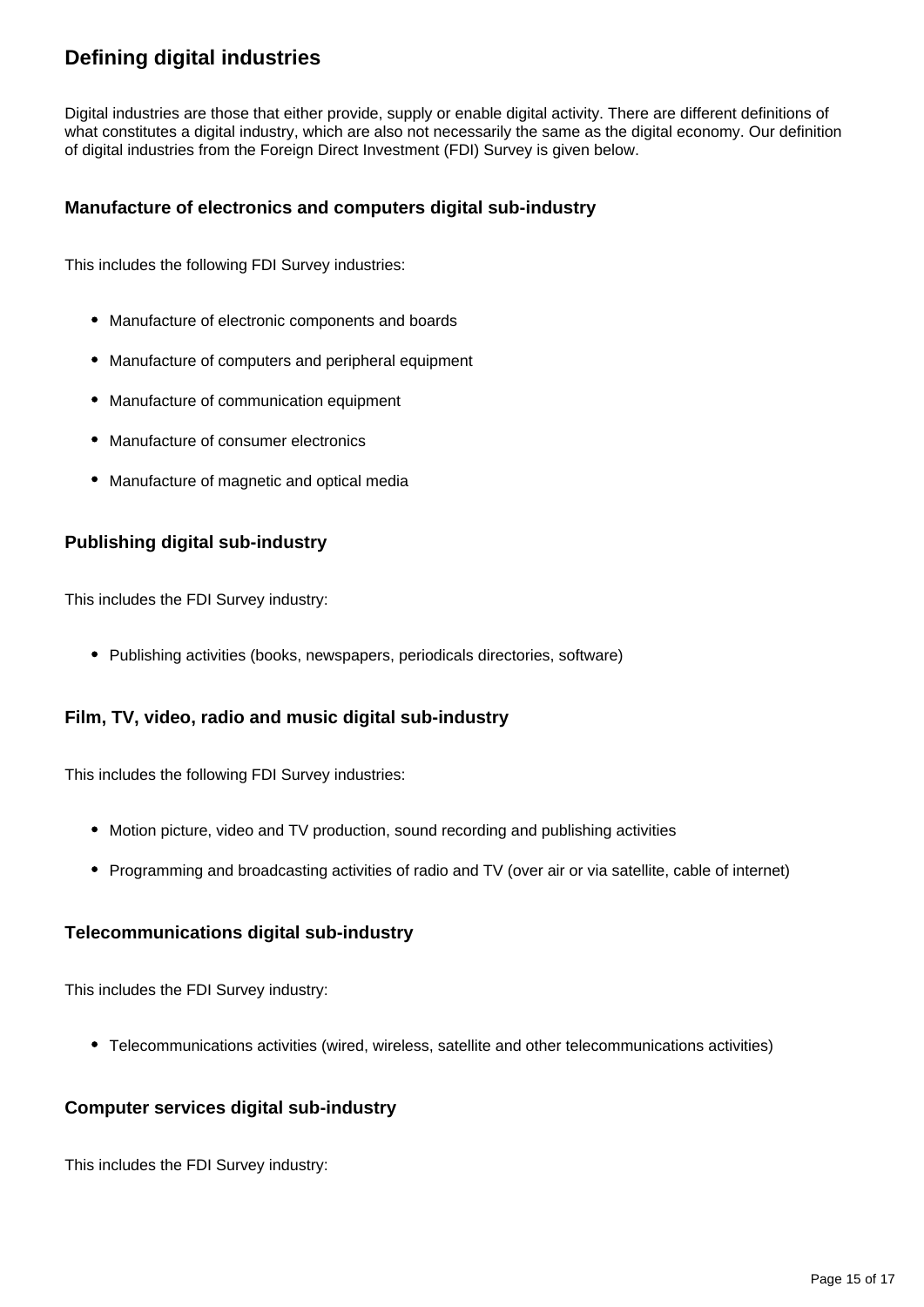## Defining digital industries

Digital industries are those that either provide, supply or enable digital activity. There are different definitions of what constitutes a digital industry, which are also not necessarily the same as the digital economy. Our definition of digital industries from the Foreign Direct Investment (FDI) Survey is given below.

### Manufacture of electronics and computers digital sub-industry

This includes the following FDI Survey industries:

- Manufacture of electronic components and boards
- Manufacture of computers and peripheral equipment
- Manufacture of communication equipment
- Manufacture of consumer electronics
- Manufacture of magnetic and optical media

### Publishing digital sub-industry

This includes the FDI Survey industry:

- Publishing activities (books, newspapers, periodicals directories, software)

### Film, TV, video, radio and music digital sub-industry

This includes the following FDI Survey industries:

- Motion picture, video and TV production, sound recording and publishing activities
- Programming and broadcasting activities of radio and TV (over air or via satellite, cable of internet)

### Telecommunications digital sub-industry

This includes the FDI Survey industry:

- Telecommunications activities (wired, wireless, satellite and other telecommunications activities)

### Computer services digital sub-industry

This includes the FDI Survey industry: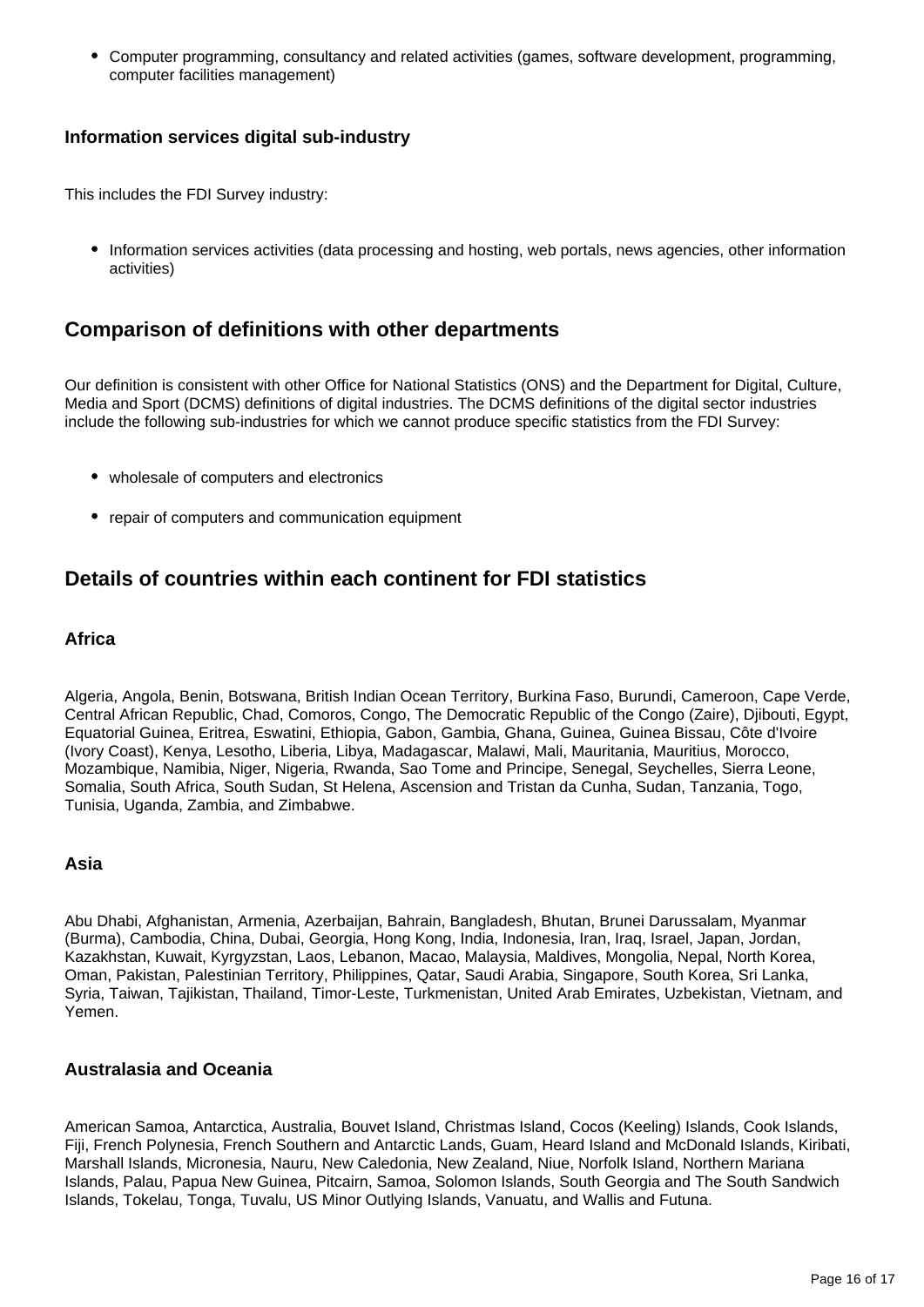- Computer programming, consultancy and related activities (games, software development, programming, computer facilities management)

### Information services digital sub-industry

This includes the FDI Survey industry:

- Information services activities (data processing and hosting, web portals, news agencies, other information activities)

## Comparison of definitions with other departments

Our definition is consistent with other Office for National Statistics (ONS) and the Department for Digital, Culture, Media and Sport (DCMS) definitions of digital industries. The DCMS definitions of the digital sector industries include the following sub-industries for which we cannot produce specific statistics from the FDI Survey:

- wholesale of computers and electronics
- repair of computers and communication equipment

## Details of countries within each continent for FDI statistics

### Africa

Algeria, Angola, Benin, Botswana, British Indian Ocean Territory, Burkina Faso, Burundi, Cameroon, Cape Verde, Central African Republic, Chad, Comoros, Congo, The Democratic Republic of the Congo (Zaire), Djibouti, Egypt, Equatorial Guinea, Eritrea, Eswatini, Ethiopia, Gabon, Gambia, Ghana, Guinea, Guinea Bissau, Côte d'Ivoire (Ivory Coast), Kenya, Lesotho, Liberia, Libya, Madagascar, Malawi, Mali, Mauritania, Mauritius, Morocco, Mozambique, Namibia, Niger, Nigeria, Rwanda, Sao Tome and Principe, Senegal, Seychelles, Sierra Leone, Somalia, South Africa, South Sudan, St Helena, Ascension and Tristan da Cunha, Sudan, Tanzania, Togo, Tunisia, Uganda, Zambia, and Zimbabwe.

### Asia

Abu Dhabi, Afghanistan, Armenia, Azerbaijan, Bahrain, Bangladesh, Bhutan, Brunei Darussalam, Myanmar (Burma), Cambodia, China, Dubai, Georgia, Hong Kong, India, Indonesia, Iran, Iraq, Israel, Japan, Jordan, Kazakhstan, Kuwait, Kyrgyzstan, Laos, Lebanon, Macao, Malaysia, Maldives, Mongolia, Nepal, North Korea, Oman, Pakistan, Palestinian Territory, Philippines, Qatar, Saudi Arabia, Singapore, South Korea, Sri Lanka, Syria, Taiwan, Tajikistan, Thailand, Timor-Leste, Turkmenistan, United Arab Emirates, Uzbekistan, Vietnam, and Yemen.

### Australasia and Oceania

American Samoa, Antarctica, Australia, Bouvet Island, Christmas Island, Cocos (Keeling) Islands, Cook Islands, Fiji, French Polynesia, French Southern and Antarctic Lands, Guam, Heard Island and McDonald Islands, Kiribati, Marshall Islands, Micronesia, Nauru, New Caledonia, New Zealand, Niue, Norfolk Island, Northern Mariana Islands, Palau, Papua New Guinea, Pitcairn, Samoa, Solomon Islands, South Georgia and The South Sandwich Islands, Tokelau, Tonga, Tuvalu, US Minor Outlying Islands, Vanuatu, and Wallis and Futuna.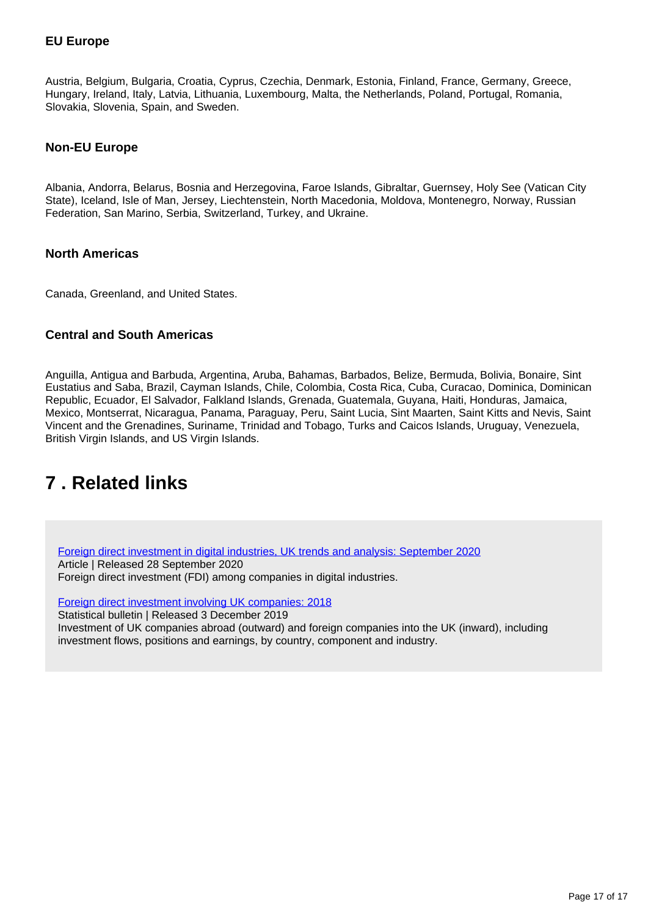### EU Europe

Austria, Belgium, Bulgaria, Croatia, Cyprus, Czechia, Denmark, Estonia, Finland, France, Germany, Greece, Hungary, Ireland, Italy, Latvia, Lithuania, Luxembourg, Malta, the Netherlands, Poland, Portugal, Romania, Slovakia, Slovenia, Spain, and Sweden.

### Non-EU Europe

Albania, Andorra, Belarus, Bosnia and Herzegovina, Faroe Islands, Gibraltar, Guernsey, Holy See (Vatican City State), Iceland, Isle of Man, Jersey, Liechtenstein, North Macedonia, Moldova, Montenegro, Norway, Russian Federation, San Marino, Serbia, Switzerland, Turkey, and Ukraine.

### North Americas

Canada, Greenland, and United States.

### Central and South Americas

Anguilla, Antigua and Barbuda, Argentina, Aruba, Bahamas, Barbados, Belize, Bermuda, Bolivia, Bonaire, Sint Eustatius and Saba, Brazil, Cayman Islands, Chile, Colombia, Costa Rica, Cuba, Curacao, Dominica, Dominican Republic, Ecuador, El Salvador, Falkland Islands, Grenada, Guatemala, Guyana, Haiti, Honduras, Jamaica, Mexico, Montserrat, Nicaragua, Panama, Paraguay, Peru, Saint Lucia, Sint Maarten, Saint Kitts and Nevis, Saint Vincent and the Grenadines, Suriname, Trinidad and Tobago, Turks and Caicos Islands, Uruguay, Venezuela, British Virgin Islands, and US Virgin Islands.

## 7 . Related links

Foreign direct investment in digital industries, UK trends and analysis: September 2020
Article | Released 28 September 2020
Foreign direct investment (FDI) among companies in digital industries.

Foreign direct investment involving UK companies: 2018
Statistical bulletin | Released 3 December 2019
Investment of UK companies abroad (outward) and foreign companies into the UK (inward), including investment flows, positions and earnings, by country, component and industry.